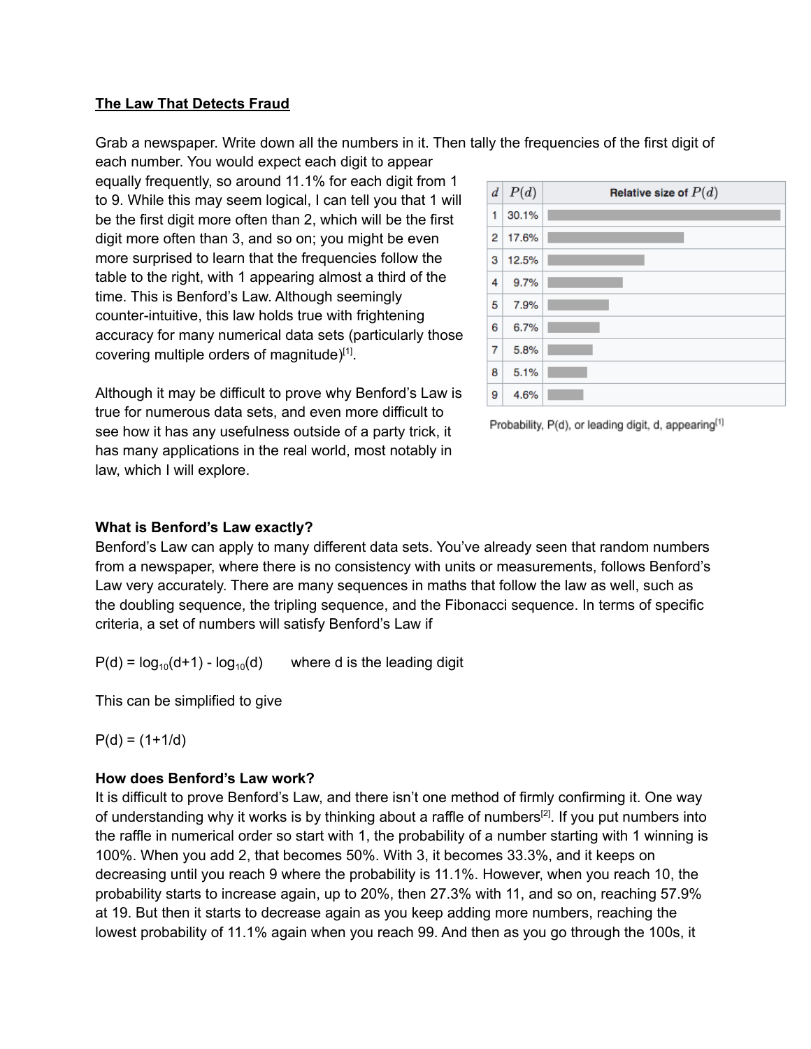**The Law That Detects Fraud**

Grab a newspaper. Write down all the numbers in it. Then tally the frequencies of the first digit of each number. You would expect each digit to appear equally frequently, so around 11.1% for each digit from 1 to 9. While this may seem logical, I can tell you that 1 will be the first digit more often than 2, which will be the first digit more often than 3, and so on; you might be even more surprised to learn that the frequencies follow the table to the right, with 1 appearing almost a third of the time. This is Benford's Law. Although seemingly counter-intuitive, this law holds true with frightening accuracy for many numerical data sets (particularly those covering multiple orders of magnitude)[1].

| $d$ | $P(d)$ | Relative size of $P(d)$ |
|---|---|---|
| 1 | 30.1% | |
| 2 | 17.6% | |
| 3 | 12.5% | |
| 4 | 9.7% | |
| 5 | 7.9% | |
| 6 | 6.7% | |
| 7 | 5.8% | |
| 8 | 5.1% | |
| 9 | 4.6% | |

Probability, P(d), or leading digit, d, appearing[1]

Although it may be difficult to prove why Benford's Law is true for numerous data sets, and even more difficult to see how it has any usefulness outside of a party trick, it has many applications in the real world, most notably in law, which I will explore.

**What is Benford's Law exactly?**

Benford's Law can apply to many different data sets. You've already seen that random numbers from a newspaper, where there is no consistency with units or measurements, follows Benford's Law very accurately. There are many sequences in maths that follow the law as well, such as the doubling sequence, the tripling sequence, and the Fibonacci sequence. In terms of specific criteria, a set of numbers will satisfy Benford's Law if

$P(d) = \log_{10}(d+1) - \log_{10}(d)$ where d is the leading digit

This can be simplified to give

$P(d) = (1+1/d)$

**How does Benford's Law work?**

It is difficult to prove Benford's Law, and there isn't one method of firmly confirming it. One way of understanding why it works is by thinking about a raffle of numbers[2]. If you put numbers into the raffle in numerical order so start with 1, the probability of a number starting with 1 winning is 100%. When you add 2, that becomes 50%. With 3, it becomes 33.3%, and it keeps on decreasing until you reach 9 where the probability is 11.1%. However, when you reach 10, the probability starts to increase again, up to 20%, then 27.3% with 11, and so on, reaching 57.9% at 19. But then it starts to decrease again as you keep adding more numbers, reaching the lowest probability of 11.1% again when you reach 99. And then as you go through the 100s, it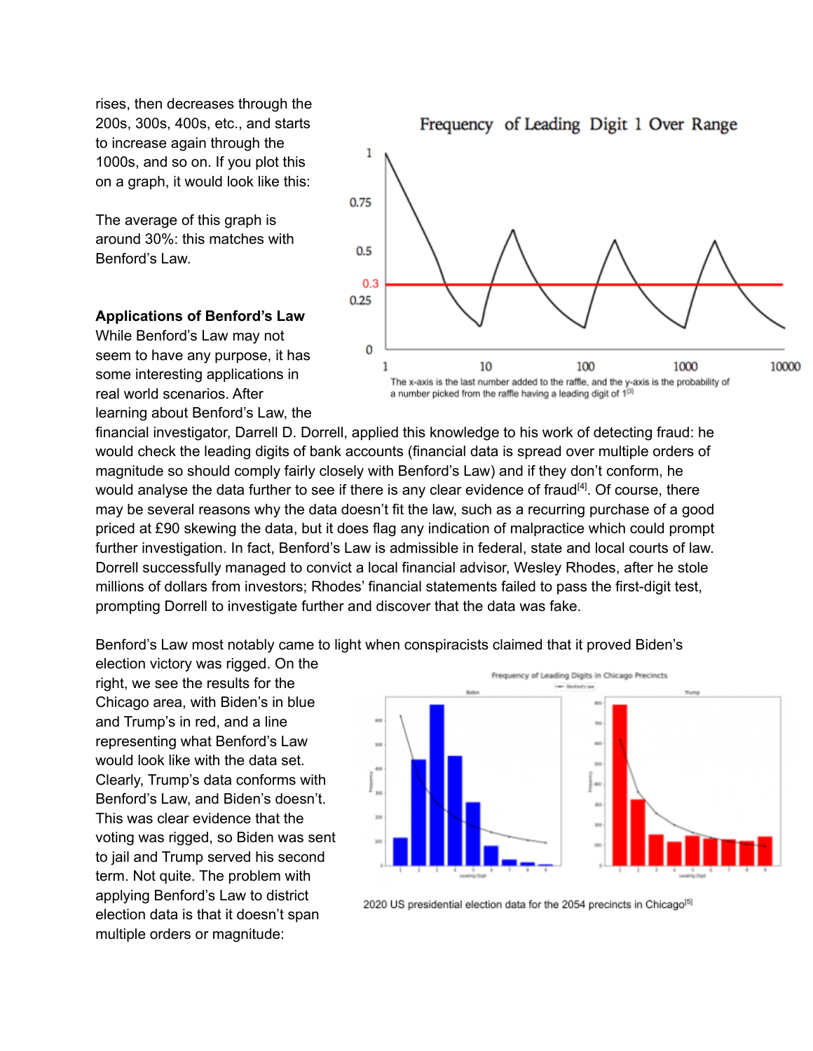rises, then decreases through the 200s, 300s, 400s, etc., and starts to increase again through the 1000s, and so on. If you plot this on a graph, it would look like this:

The x-axis is the last number added to the raffle, and the y-axis is the probability of a number picked from the raffle having a leading digit of 1[3]

The average of this graph is around 30%: this matches with Benford's Law.

**Applications of Benford's Law**

While Benford's Law may not seem to have any purpose, it has some interesting applications in real world scenarios. After learning about Benford's Law, the financial investigator, Darrell D. Dorrell, applied this knowledge to his work of detecting fraud: he would check the leading digits of bank accounts (financial data is spread over multiple orders of magnitude so should comply fairly closely with Benford's Law) and if they don't conform, he would analyse the data further to see if there is any clear evidence of fraud[4]. Of course, there may be several reasons why the data doesn't fit the law, such as a recurring purchase of a good priced at £90 skewing the data, but it does flag any indication of malpractice which could prompt further investigation. In fact, Benford's Law is admissible in federal, state and local courts of law. Dorrell successfully managed to convict a local financial advisor, Wesley Rhodes, after he stole millions of dollars from investors; Rhodes' financial statements failed to pass the first-digit test, prompting Dorrell to investigate further and discover that the data was fake.

Benford's Law most notably came to light when conspiracists claimed that it proved Biden's election victory was rigged. On the right, we see the results for the Chicago area, with Biden's in blue and Trump's in red, and a line representing what Benford's Law would look like with the data set. Clearly, Trump's data conforms with Benford's Law, and Biden's doesn't. This was clear evidence that the voting was rigged, so Biden was sent to jail and Trump served his second term. Not quite. The problem with applying Benford's Law to district election data is that it doesn't span multiple orders or magnitude:

2020 US presidential election data for the 2054 precincts in Chicago[5]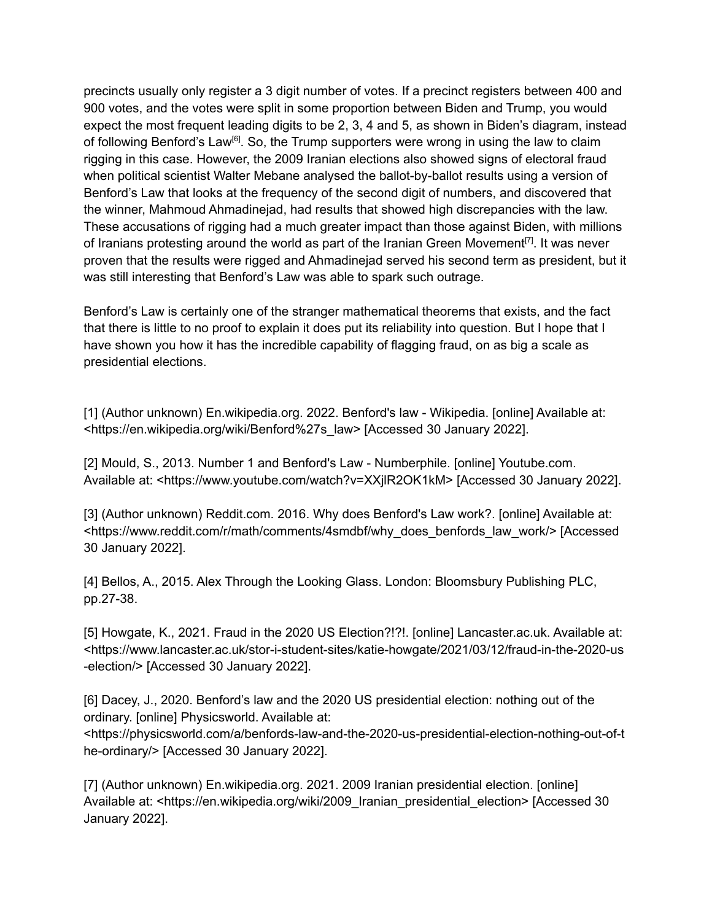precincts usually only register a 3 digit number of votes. If a precinct registers between 400 and 900 votes, and the votes were split in some proportion between Biden and Trump, you would expect the most frequent leading digits to be 2, 3, 4 and 5, as shown in Biden's diagram, instead of following Benford's Law[6]. So, the Trump supporters were wrong in using the law to claim rigging in this case. However, the 2009 Iranian elections also showed signs of electoral fraud when political scientist Walter Mebane analysed the ballot-by-ballot results using a version of Benford's Law that looks at the frequency of the second digit of numbers, and discovered that the winner, Mahmoud Ahmadinejad, had results that showed high discrepancies with the law. These accusations of rigging had a much greater impact than those against Biden, with millions of Iranians protesting around the world as part of the Iranian Green Movement[7]. It was never proven that the results were rigged and Ahmadinejad served his second term as president, but it was still interesting that Benford's Law was able to spark such outrage.

Benford's Law is certainly one of the stranger mathematical theorems that exists, and the fact that there is little to no proof to explain it does put its reliability into question. But I hope that I have shown you how it has the incredible capability of flagging fraud, on as big a scale as presidential elections.

[1] (Author unknown) En.wikipedia.org. 2022. Benford's law - Wikipedia. [online] Available at: <https://en.wikipedia.org/wiki/Benford%27s_law> [Accessed 30 January 2022].

[2] Mould, S., 2013. Number 1 and Benford's Law - Numberphile. [online] Youtube.com. Available at: <https://www.youtube.com/watch?v=XXjlR2OK1kM> [Accessed 30 January 2022].

[3] (Author unknown) Reddit.com. 2016. Why does Benford's Law work?. [online] Available at: <https://www.reddit.com/r/math/comments/4smdbf/why_does_benfords_law_work/> [Accessed 30 January 2022].

[4] Bellos, A., 2015. Alex Through the Looking Glass. London: Bloomsbury Publishing PLC, pp.27-38.

[5] Howgate, K., 2021. Fraud in the 2020 US Election?!?!. [online] Lancaster.ac.uk. Available at: <https://www.lancaster.ac.uk/stor-i-student-sites/katie-howgate/2021/03/12/fraud-in-the-2020-us-election/> [Accessed 30 January 2022].

[6] Dacey, J., 2020. Benford's law and the 2020 US presidential election: nothing out of the ordinary. [online] Physicsworld. Available at: <https://physicsworld.com/a/benfords-law-and-the-2020-us-presidential-election-nothing-out-of-the-ordinary/> [Accessed 30 January 2022].

[7] (Author unknown) En.wikipedia.org. 2021. 2009 Iranian presidential election. [online] Available at: <https://en.wikipedia.org/wiki/2009_Iranian_presidential_election> [Accessed 30 January 2022].